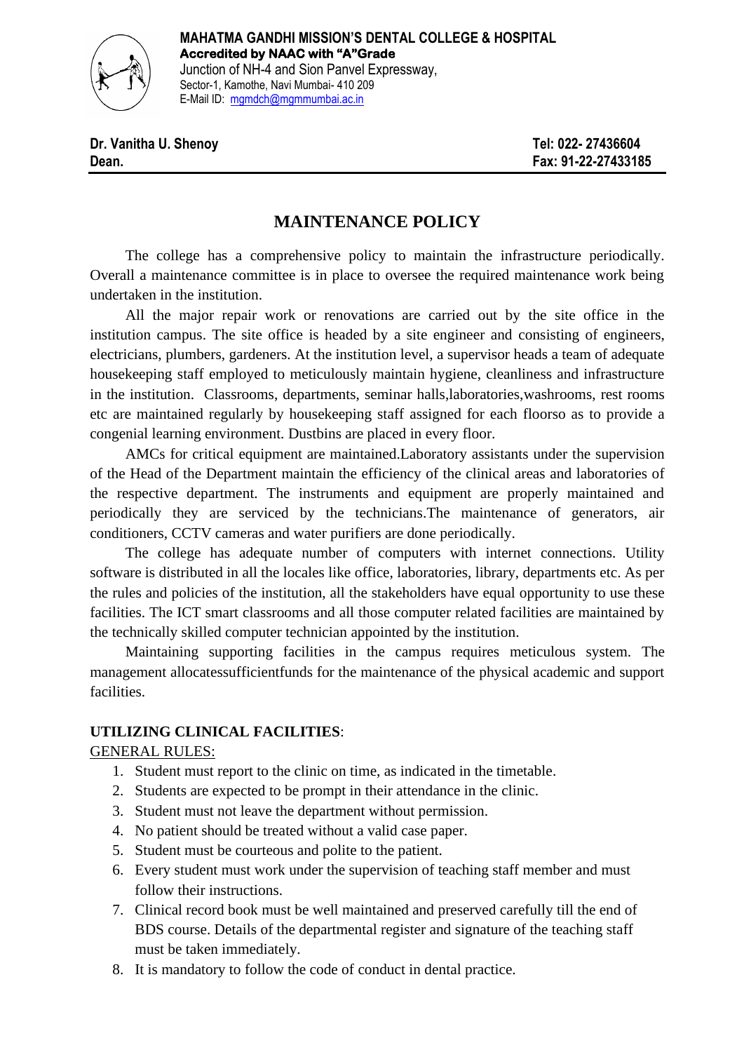**MAHATMA GANDHI MISSION'S DENTAL COLLEGE & HOSPITAL**
**Accredited by NAAC with "A"Grade**
Junction of NH-4 and Sion Panvel Expressway,
Sector-1, Kamothe, Navi Mumbai- 410 209
E-Mail ID: mgmdch@mgmmumbai.ac.in

**Dr. Vanitha U. Shenoy** — **Tel: 022- 27436604**
**Dean.** — **Fax: 91-22-27433185**

# MAINTENANCE POLICY

The college has a comprehensive policy to maintain the infrastructure periodically. Overall a maintenance committee is in place to oversee the required maintenance work being undertaken in the institution.

All the major repair work or renovations are carried out by the site office in the institution campus. The site office is headed by a site engineer and consisting of engineers, electricians, plumbers, gardeners. At the institution level, a supervisor heads a team of adequate housekeeping staff employed to meticulously maintain hygiene, cleanliness and infrastructure in the institution. Classrooms, departments, seminar halls,laboratories,washrooms, rest rooms etc are maintained regularly by housekeeping staff assigned for each floorso as to provide a congenial learning environment. Dustbins are placed in every floor.

AMCs for critical equipment are maintained.Laboratory assistants under the supervision of the Head of the Department maintain the efficiency of the clinical areas and laboratories of the respective department. The instruments and equipment are properly maintained and periodically they are serviced by the technicians.The maintenance of generators, air conditioners, CCTV cameras and water purifiers are done periodically.

The college has adequate number of computers with internet connections. Utility software is distributed in all the locales like office, laboratories, library, departments etc. As per the rules and policies of the institution, all the stakeholders have equal opportunity to use these facilities. The ICT smart classrooms and all those computer related facilities are maintained by the technically skilled computer technician appointed by the institution.

Maintaining supporting facilities in the campus requires meticulous system. The management allocatessufficientfunds for the maintenance of the physical academic and support facilities.

**UTILIZING CLINICAL FACILITIES**:

<u>GENERAL RULES:</u>

1. Student must report to the clinic on time, as indicated in the timetable.
2. Students are expected to be prompt in their attendance in the clinic.
3. Student must not leave the department without permission.
4. No patient should be treated without a valid case paper.
5. Student must be courteous and polite to the patient.
6. Every student must work under the supervision of teaching staff member and must follow their instructions.
7. Clinical record book must be well maintained and preserved carefully till the end of BDS course. Details of the departmental register and signature of the teaching staff must be taken immediately.
8. It is mandatory to follow the code of conduct in dental practice.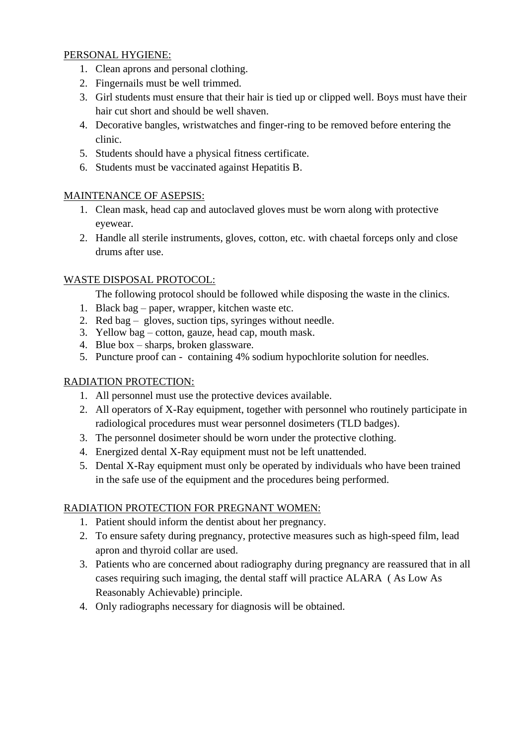PERSONAL HYGIENE:

1. Clean aprons and personal clothing.
2. Fingernails must be well trimmed.
3. Girl students must ensure that their hair is tied up or clipped well. Boys must have their hair cut short and should be well shaven.
4. Decorative bangles, wristwatches and finger-ring to be removed before entering the clinic.
5. Students should have a physical fitness certificate.
6. Students must be vaccinated against Hepatitis B.

MAINTENANCE OF ASEPSIS:

1. Clean mask, head cap and autoclaved gloves must be worn along with protective eyewear.
2. Handle all sterile instruments, gloves, cotton, etc. with chaetal forceps only and close drums after use.

WASTE DISPOSAL PROTOCOL:

The following protocol should be followed while disposing the waste in the clinics.

1. Black bag – paper, wrapper, kitchen waste etc.
2. Red bag – gloves, suction tips, syringes without needle.
3. Yellow bag – cotton, gauze, head cap, mouth mask.
4. Blue box – sharps, broken glassware.
5. Puncture proof can - containing 4% sodium hypochlorite solution for needles.

RADIATION PROTECTION:

1. All personnel must use the protective devices available.
2. All operators of X-Ray equipment, together with personnel who routinely participate in radiological procedures must wear personnel dosimeters (TLD badges).
3. The personnel dosimeter should be worn under the protective clothing.
4. Energized dental X-Ray equipment must not be left unattended.
5. Dental X-Ray equipment must only be operated by individuals who have been trained in the safe use of the equipment and the procedures being performed.

RADIATION PROTECTION FOR PREGNANT WOMEN:

1. Patient should inform the dentist about her pregnancy.
2. To ensure safety during pregnancy, protective measures such as high-speed film, lead apron and thyroid collar are used.
3. Patients who are concerned about radiography during pregnancy are reassured that in all cases requiring such imaging, the dental staff will practice ALARA ( As Low As Reasonably Achievable) principle.
4. Only radiographs necessary for diagnosis will be obtained.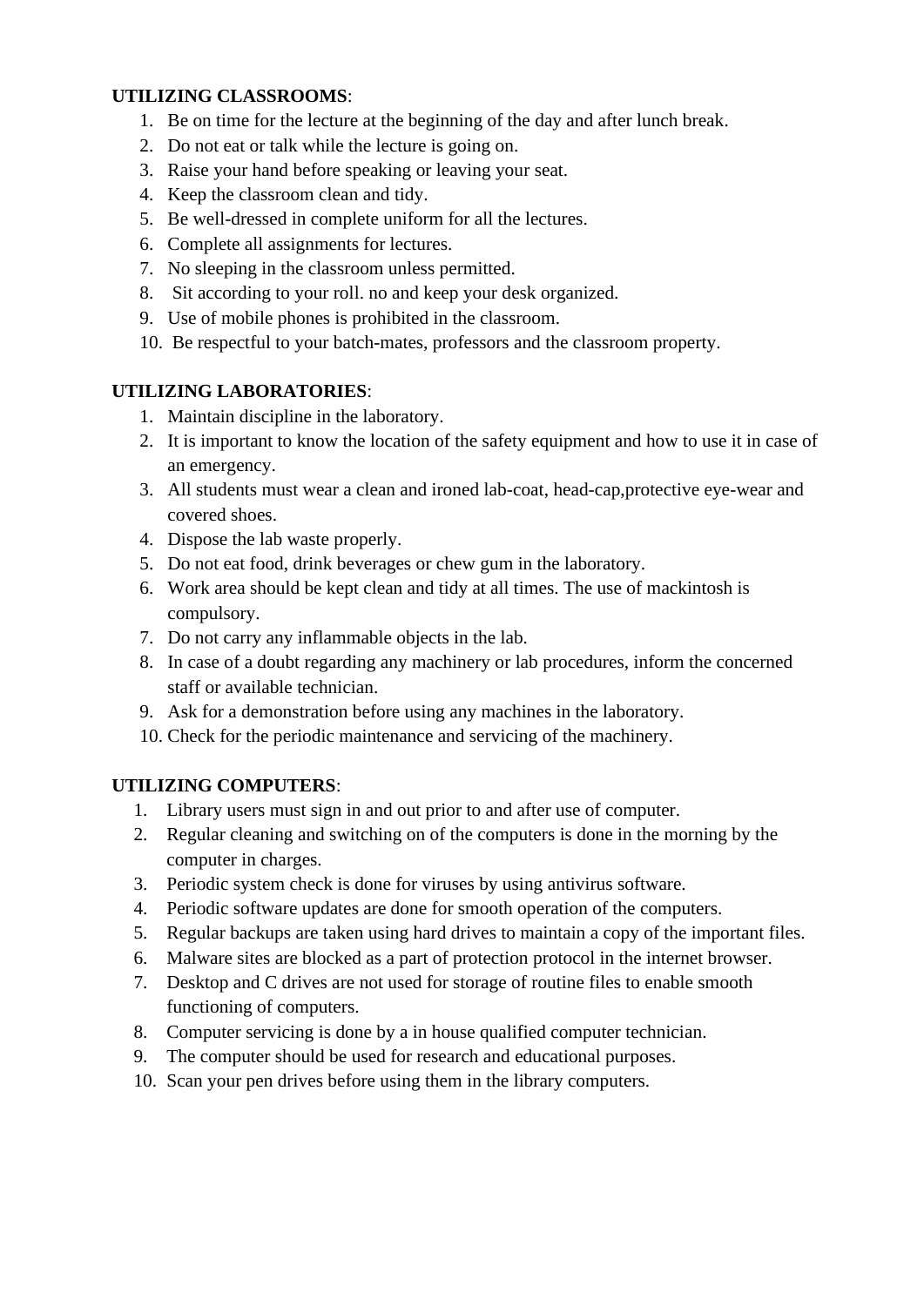**UTILIZING CLASSROOMS**:

1. Be on time for the lecture at the beginning of the day and after lunch break.
2. Do not eat or talk while the lecture is going on.
3. Raise your hand before speaking or leaving your seat.
4. Keep the classroom clean and tidy.
5. Be well-dressed in complete uniform for all the lectures.
6. Complete all assignments for lectures.
7. No sleeping in the classroom unless permitted.
8. Sit according to your roll. no and keep your desk organized.
9. Use of mobile phones is prohibited in the classroom.
10. Be respectful to your batch-mates, professors and the classroom property.

**UTILIZING LABORATORIES**:

1. Maintain discipline in the laboratory.
2. It is important to know the location of the safety equipment and how to use it in case of an emergency.
3. All students must wear a clean and ironed lab-coat, head-cap,protective eye-wear and covered shoes.
4. Dispose the lab waste properly.
5. Do not eat food, drink beverages or chew gum in the laboratory.
6. Work area should be kept clean and tidy at all times. The use of mackintosh is compulsory.
7. Do not carry any inflammable objects in the lab.
8. In case of a doubt regarding any machinery or lab procedures, inform the concerned staff or available technician.
9. Ask for a demonstration before using any machines in the laboratory.
10. Check for the periodic maintenance and servicing of the machinery.

**UTILIZING COMPUTERS**:

1. Library users must sign in and out prior to and after use of computer.
2. Regular cleaning and switching on of the computers is done in the morning by the computer in charges.
3. Periodic system check is done for viruses by using antivirus software.
4. Periodic software updates are done for smooth operation of the computers.
5. Regular backups are taken using hard drives to maintain a copy of the important files.
6. Malware sites are blocked as a part of protection protocol in the internet browser.
7. Desktop and C drives are not used for storage of routine files to enable smooth functioning of computers.
8. Computer servicing is done by a in house qualified computer technician.
9. The computer should be used for research and educational purposes.
10. Scan your pen drives before using them in the library computers.